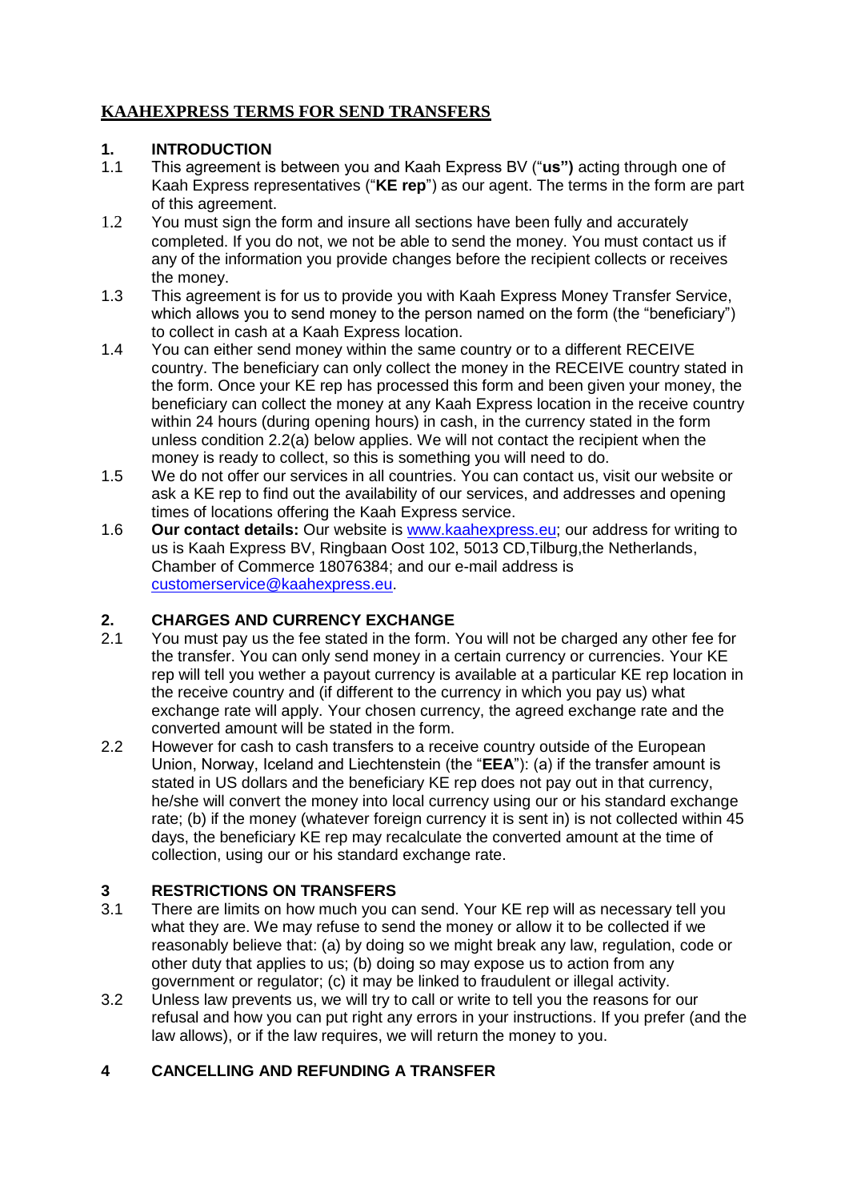# KAAHEXPRESS TERMS FOR SEND TRANSFERS

## 1. INTRODUCTION

1.1 This agreement is between you and Kaah Express BV ("**us")** acting through one of Kaah Express representatives ("**KE rep**") as our agent. The terms in the form are part of this agreement.

1.2 You must sign the form and insure all sections have been fully and accurately completed. If you do not, we not be able to send the money. You must contact us if any of the information you provide changes before the recipient collects or receives the money.

1.3 This agreement is for us to provide you with Kaah Express Money Transfer Service, which allows you to send money to the person named on the form (the "beneficiary") to collect in cash at a Kaah Express location.

1.4 You can either send money within the same country or to a different RECEIVE country. The beneficiary can only collect the money in the RECEIVE country stated in the form. Once your KE rep has processed this form and been given your money, the beneficiary can collect the money at any Kaah Express location in the receive country within 24 hours (during opening hours) in cash, in the currency stated in the form unless condition 2.2(a) below applies. We will not contact the recipient when the money is ready to collect, so this is something you will need to do.

1.5 We do not offer our services in all countries. You can contact us, visit our website or ask a KE rep to find out the availability of our services, and addresses and opening times of locations offering the Kaah Express service.

1.6 **Our contact details:** Our website is [www.kaahexpress.eu](http://www.kaahexpress.eu); our address for writing to us is Kaah Express BV, Ringbaan Oost 102, 5013 CD,Tilburg,the Netherlands, Chamber of Commerce 18076384; and our e-mail address is [customerservice@kaahexpress.eu](mailto:customerservice@kaahexpress.eu).

## 2. CHARGES AND CURRENCY EXCHANGE

2.1 You must pay us the fee stated in the form. You will not be charged any other fee for the transfer. You can only send money in a certain currency or currencies. Your KE rep will tell you wether a payout currency is available at a particular KE rep location in the receive country and (if different to the currency in which you pay us) what exchange rate will apply. Your chosen currency, the agreed exchange rate and the converted amount will be stated in the form.

2.2 However for cash to cash transfers to a receive country outside of the European Union, Norway, Iceland and Liechtenstein (the "**EEA**"): (a) if the transfer amount is stated in US dollars and the beneficiary KE rep does not pay out in that currency, he/she will convert the money into local currency using our or his standard exchange rate; (b) if the money (whatever foreign currency it is sent in) is not collected within 45 days, the beneficiary KE rep may recalculate the converted amount at the time of collection, using our or his standard exchange rate.

## 3 RESTRICTIONS ON TRANSFERS

3.1 There are limits on how much you can send. Your KE rep will as necessary tell you what they are. We may refuse to send the money or allow it to be collected if we reasonably believe that: (a) by doing so we might break any law, regulation, code or other duty that applies to us; (b) doing so may expose us to action from any government or regulator; (c) it may be linked to fraudulent or illegal activity.

3.2 Unless law prevents us, we will try to call or write to tell you the reasons for our refusal and how you can put right any errors in your instructions. If you prefer (and the law allows), or if the law requires, we will return the money to you.

## 4 CANCELLING AND REFUNDING A TRANSFER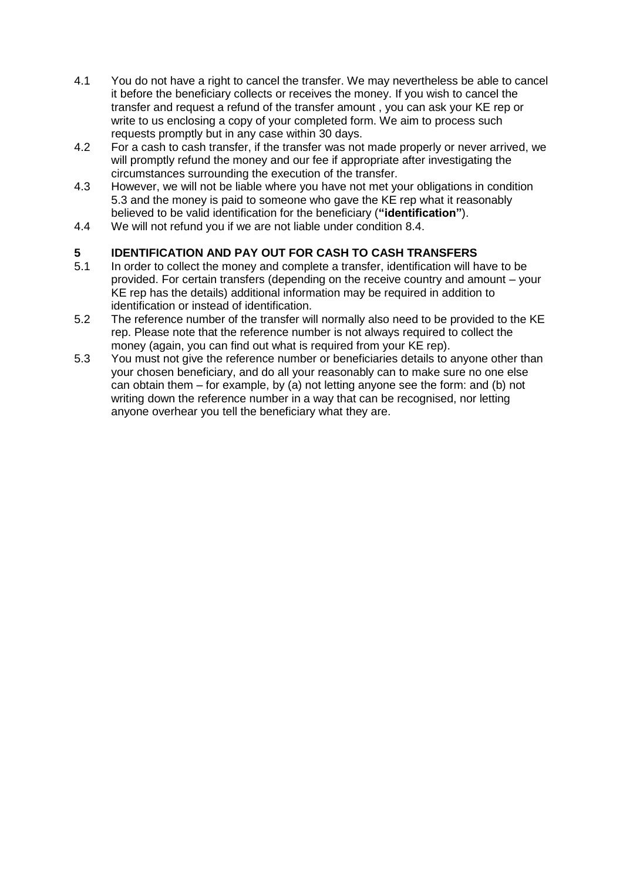4.1 You do not have a right to cancel the transfer. We may nevertheless be able to cancel it before the beneficiary collects or receives the money. If you wish to cancel the transfer and request a refund of the transfer amount , you can ask your KE rep or write to us enclosing a copy of your completed form. We aim to process such requests promptly but in any case within 30 days.

4.2 For a cash to cash transfer, if the transfer was not made properly or never arrived, we will promptly refund the money and our fee if appropriate after investigating the circumstances surrounding the execution of the transfer.

4.3 However, we will not be liable where you have not met your obligations in condition 5.3 and the money is paid to someone who gave the KE rep what it reasonably believed to be valid identification for the beneficiary (**"identification"**).

4.4 We will not refund you if we are not liable under condition 8.4.

## 5 IDENTIFICATION AND PAY OUT FOR CASH TO CASH TRANSFERS

5.1 In order to collect the money and complete a transfer, identification will have to be provided. For certain transfers (depending on the receive country and amount – your KE rep has the details) additional information may be required in addition to identification or instead of identification.

5.2 The reference number of the transfer will normally also need to be provided to the KE rep. Please note that the reference number is not always required to collect the money (again, you can find out what is required from your KE rep).

5.3 You must not give the reference number or beneficiaries details to anyone other than your chosen beneficiary, and do all your reasonably can to make sure no one else can obtain them – for example, by (a) not letting anyone see the form: and (b) not writing down the reference number in a way that can be recognised, nor letting anyone overhear you tell the beneficiary what they are.